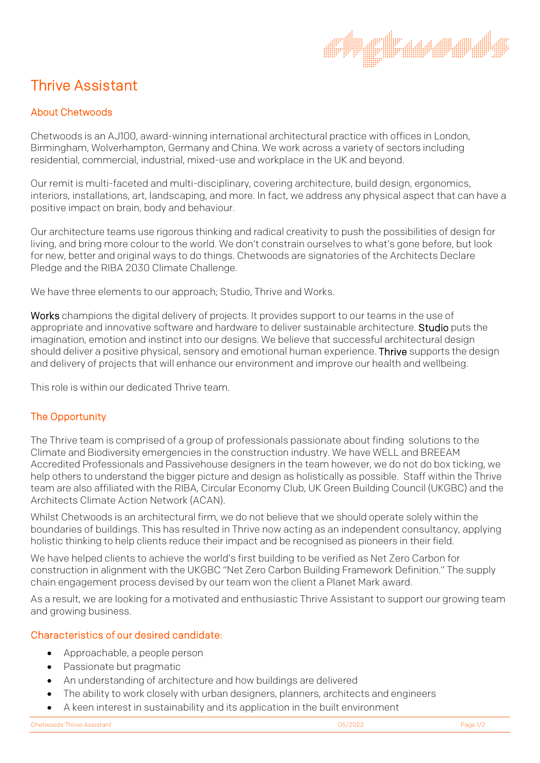# Thrive Assistant

## About Chetwoods

Chetwoods is an AJ100, award-winning international architectural practice with offices in London, Birmingham, Wolverhampton, Germany and China. We work across a variety of sectors including residential, commercial, industrial, mixed-use and workplace in the UK and beyond.

Our remit is multi-faceted and multi-disciplinary, covering architecture, build design, ergonomics, interiors, installations, art, landscaping, and more. In fact, we address any physical aspect that can have a positive impact on brain, body and behaviour.

Our architecture teams use rigorous thinking and radical creativity to push the possibilities of design for living, and bring more colour to the world. We don't constrain ourselves to what's gone before, but look for new, better and original ways to do things. Chetwoods are signatories of the Architects Declare Pledge and the RIBA 2030 Climate Challenge.

We have three elements to our approach; Studio, Thrive and Works.

**Works** champions the digital delivery of projects. It provides support to our teams in the use of appropriate and innovative software and hardware to deliver sustainable architecture. **Studio** puts the imagination, emotion and instinct into our designs. We believe that successful architectural design should deliver a positive physical, sensory and emotional human experience. **Thrive** supports the design and delivery of projects that will enhance our environment and improve our health and wellbeing.

This role is within our dedicated Thrive team.

## The Opportunity

The Thrive team is comprised of a group of professionals passionate about finding solutions to the Climate and Biodiversity emergencies in the construction industry. We have WELL and BREEAM Accredited Professionals and Passivehouse designers in the team however, we do not do box ticking, we help others to understand the bigger picture and design as holistically as possible. Staff within the Thrive team are also affiliated with the RIBA, Circular Economy Club, UK Green Building Council (UKGBC) and the Architects Climate Action Network (ACAN).

Whilst Chetwoods is an architectural firm, we do not believe that we should operate solely within the boundaries of buildings. This has resulted in Thrive now acting as an independent consultancy, applying holistic thinking to help clients reduce their impact and be recognised as pioneers in their field.

We have helped clients to achieve the world's first building to be verified as Net Zero Carbon for construction in alignment with the UKGBC "Net Zero Carbon Building Framework Definition." The supply chain engagement process devised by our team won the client a Planet Mark award.

As a result, we are looking for a motivated and enthusiastic Thrive Assistant to support our growing team and growing business.

### Characteristics of our desired candidate:

- Approachable, a people person
- Passionate but pragmatic
- An understanding of architecture and how buildings are delivered
- The ability to work closely with urban designers, planners, architects and engineers
- A keen interest in sustainability and its application in the built environment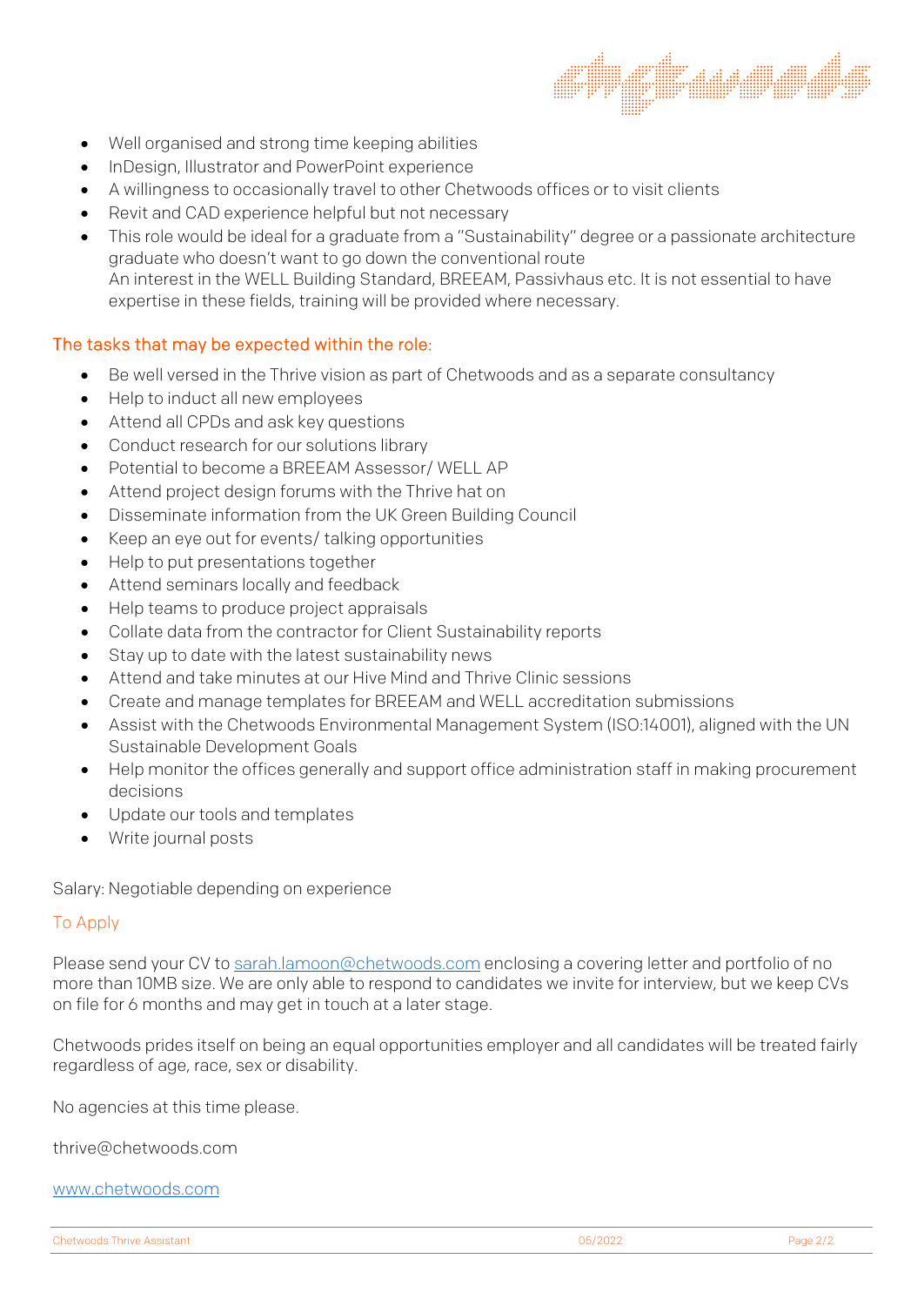- Well organised and strong time keeping abilities
- InDesign, Illustrator and PowerPoint experience
- A willingness to occasionally travel to other Chetwoods offices or to visit clients
- Revit and CAD experience helpful but not necessary
- This role would be ideal for a graduate from a "Sustainability" degree or a passionate architecture graduate who doesn't want to go down the conventional route
  An interest in the WELL Building Standard, BREEAM, Passivhaus etc. It is not essential to have expertise in these fields, training will be provided where necessary.

## The tasks that may be expected within the role:

- Be well versed in the Thrive vision as part of Chetwoods and as a separate consultancy
- Help to induct all new employees
- Attend all CPDs and ask key questions
- Conduct research for our solutions library
- Potential to become a BREEAM Assessor/ WELL AP
- Attend project design forums with the Thrive hat on
- Disseminate information from the UK Green Building Council
- Keep an eye out for events/ talking opportunities
- Help to put presentations together
- Attend seminars locally and feedback
- Help teams to produce project appraisals
- Collate data from the contractor for Client Sustainability reports
- Stay up to date with the latest sustainability news
- Attend and take minutes at our Hive Mind and Thrive Clinic sessions
- Create and manage templates for BREEAM and WELL accreditation submissions
- Assist with the Chetwoods Environmental Management System (ISO:14001), aligned with the UN Sustainable Development Goals
- Help monitor the offices generally and support office administration staff in making procurement decisions
- Update our tools and templates
- Write journal posts

Salary: Negotiable depending on experience

## To Apply

Please send your CV to sarah.lamoon@chetwoods.com enclosing a covering letter and portfolio of no more than 10MB size. We are only able to respond to candidates we invite for interview, but we keep CVs on file for 6 months and may get in touch at a later stage.

Chetwoods prides itself on being an equal opportunities employer and all candidates will be treated fairly regardless of age, race, sex or disability.

No agencies at this time please.

thrive@chetwoods.com

www.chetwoods.com